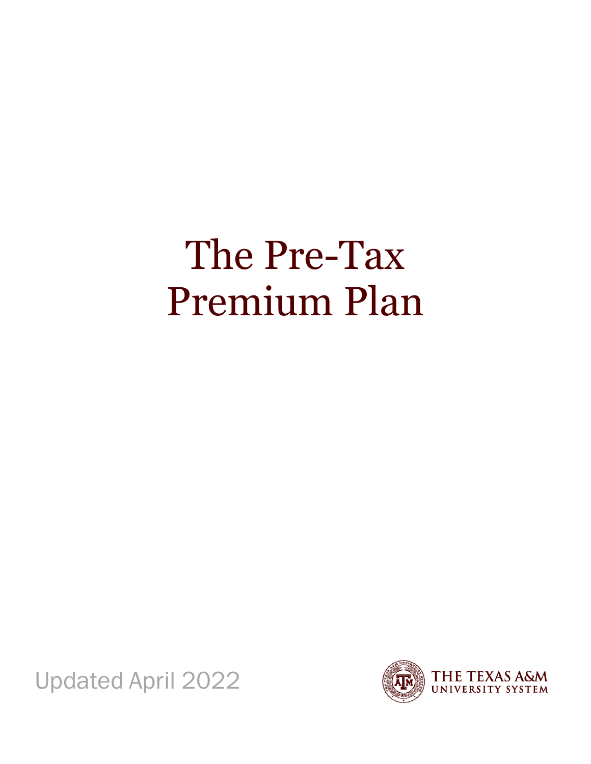# The Pre-Tax Premium Plan

Updated April 2022

THE TEXAS A&M UNIVERSITY SYSTEM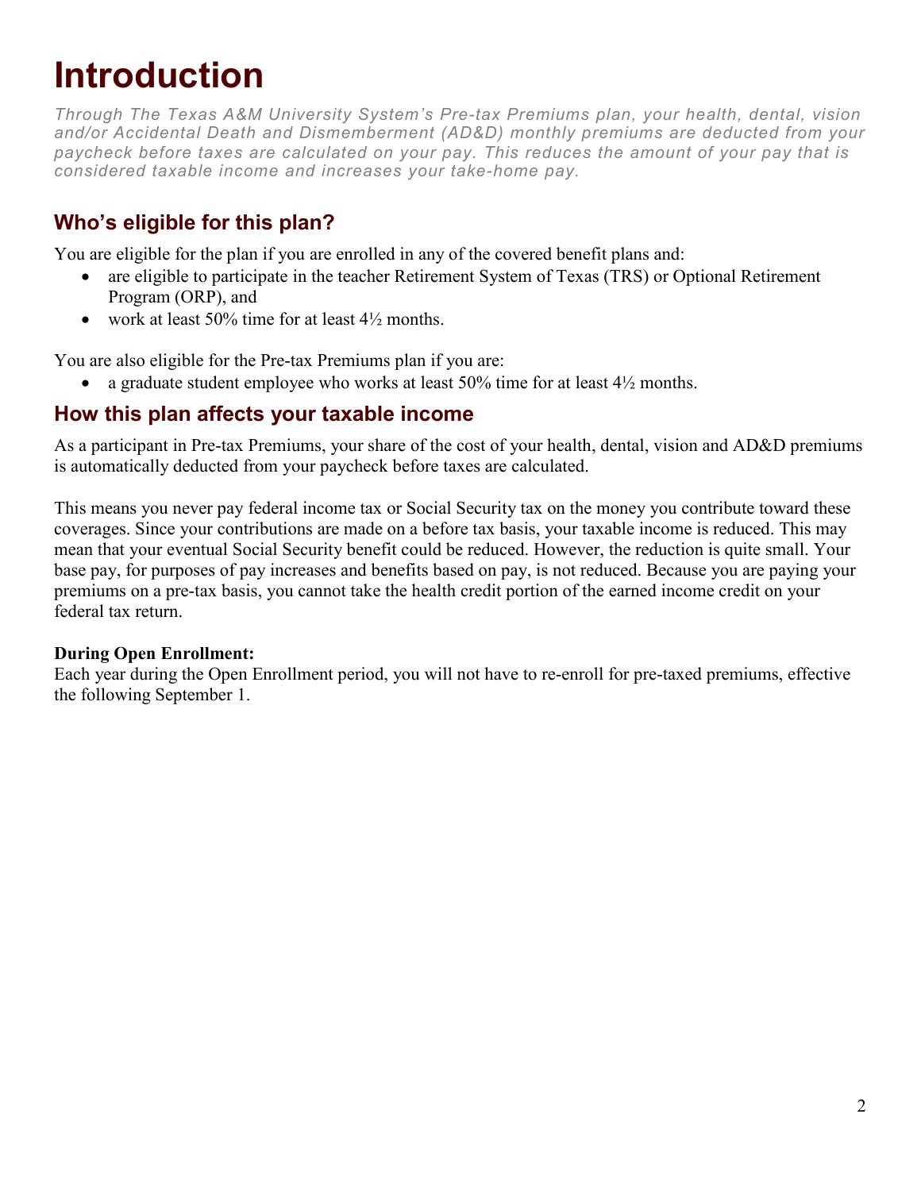# Introduction

*Through The Texas A&M University System's Pre-tax Premiums plan, your health, dental, vision and/or Accidental Death and Dismemberment (AD&D) monthly premiums are deducted from your paycheck before taxes are calculated on your pay. This reduces the amount of your pay that is considered taxable income and increases your take-home pay.*

## Who's eligible for this plan?

You are eligible for the plan if you are enrolled in any of the covered benefit plans and:

- are eligible to participate in the teacher Retirement System of Texas (TRS) or Optional Retirement Program (ORP), and
- work at least 50% time for at least 4½ months.

You are also eligible for the Pre-tax Premiums plan if you are:

- a graduate student employee who works at least 50% time for at least 4½ months.

## How this plan affects your taxable income

As a participant in Pre-tax Premiums, your share of the cost of your health, dental, vision and AD&D premiums is automatically deducted from your paycheck before taxes are calculated.

This means you never pay federal income tax or Social Security tax on the money you contribute toward these coverages. Since your contributions are made on a before tax basis, your taxable income is reduced. This may mean that your eventual Social Security benefit could be reduced. However, the reduction is quite small. Your base pay, for purposes of pay increases and benefits based on pay, is not reduced. Because you are paying your premiums on a pre-tax basis, you cannot take the health credit portion of the earned income credit on your federal tax return.

**During Open Enrollment:**
Each year during the Open Enrollment period, you will not have to re-enroll for pre-taxed premiums, effective the following September 1.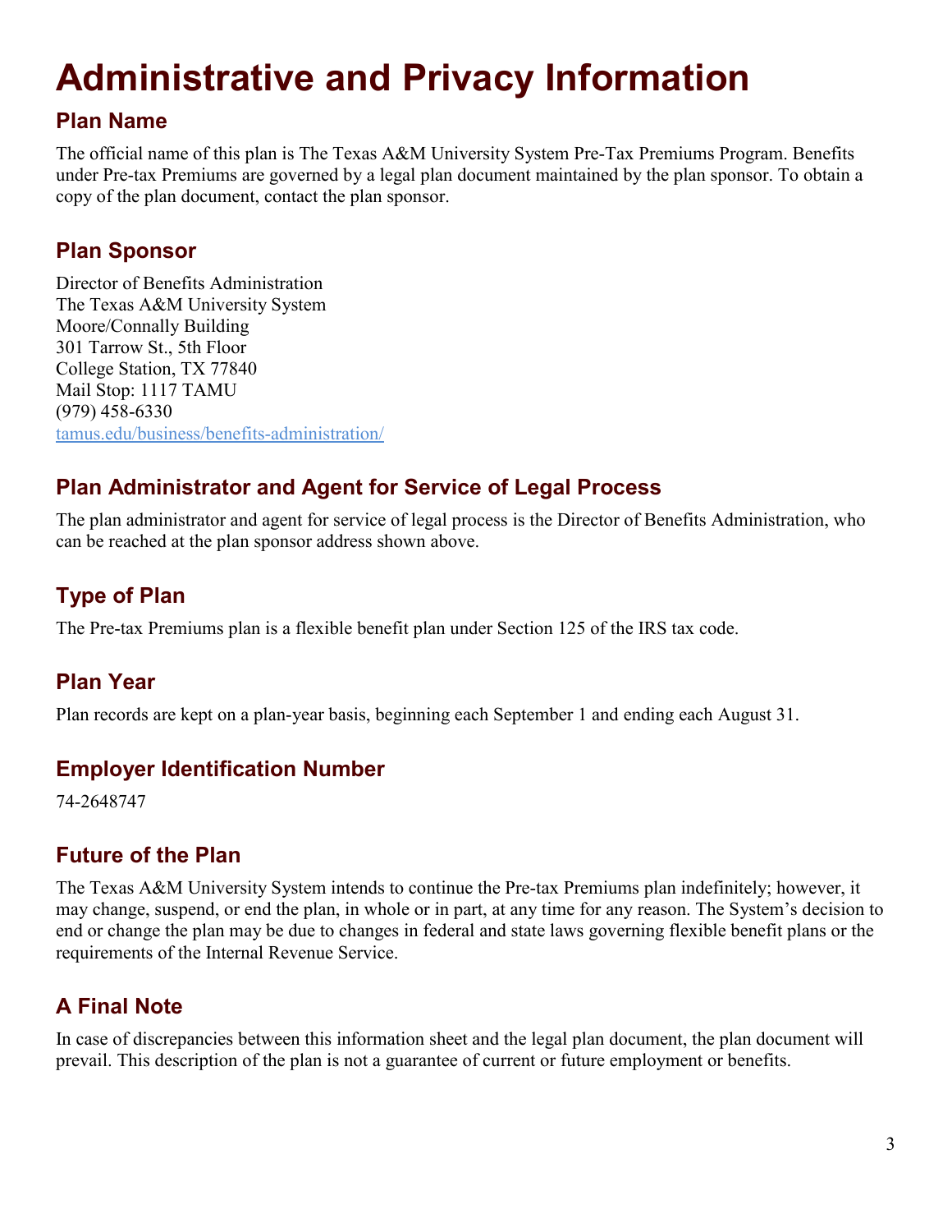# Administrative and Privacy Information

## Plan Name

The official name of this plan is The Texas A&M University System Pre-Tax Premiums Program. Benefits under Pre-tax Premiums are governed by a legal plan document maintained by the plan sponsor. To obtain a copy of the plan document, contact the plan sponsor.

## Plan Sponsor

Director of Benefits Administration
The Texas A&M University System
Moore/Connally Building
301 Tarrow St., 5th Floor
College Station, TX 77840
Mail Stop: 1117 TAMU
(979) 458-6330
tamus.edu/business/benefits-administration/

## Plan Administrator and Agent for Service of Legal Process

The plan administrator and agent for service of legal process is the Director of Benefits Administration, who can be reached at the plan sponsor address shown above.

## Type of Plan

The Pre-tax Premiums plan is a flexible benefit plan under Section 125 of the IRS tax code.

## Plan Year

Plan records are kept on a plan-year basis, beginning each September 1 and ending each August 31.

## Employer Identification Number

74-2648747

## Future of the Plan

The Texas A&M University System intends to continue the Pre-tax Premiums plan indefinitely; however, it may change, suspend, or end the plan, in whole or in part, at any time for any reason. The System's decision to end or change the plan may be due to changes in federal and state laws governing flexible benefit plans or the requirements of the Internal Revenue Service.

## A Final Note

In case of discrepancies between this information sheet and the legal plan document, the plan document will prevail. This description of the plan is not a guarantee of current or future employment or benefits.